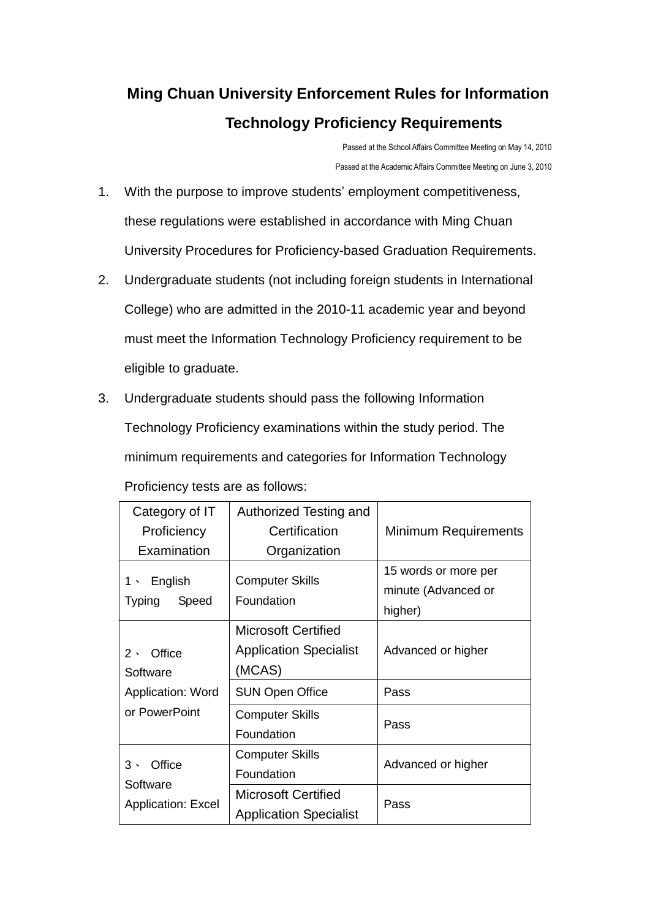# Ming Chuan University Enforcement Rules for Information Technology Proficiency Requirements

Passed at the School Affairs Committee Meeting on May 14, 2010

Passed at the Academic Affairs Committee Meeting on June 3, 2010

1. With the purpose to improve students' employment competitiveness, these regulations were established in accordance with Ming Chuan University Procedures for Proficiency-based Graduation Requirements.
2. Undergraduate students (not including foreign students in International College) who are admitted in the 2010-11 academic year and beyond must meet the Information Technology Proficiency requirement to be eligible to graduate.
3. Undergraduate students should pass the following Information Technology Proficiency examinations within the study period. The minimum requirements and categories for Information Technology Proficiency tests are as follows:

| Category of IT Proficiency Examination | Authorized Testing and Certification Organization | Minimum Requirements |
|---|---|---|
| 1、 English Typing Speed | Computer Skills Foundation | 15 words or more per minute (Advanced or higher) |
| 2、 Office Software Application: Word or PowerPoint | Microsoft Certified Application Specialist (MCAS) | Advanced or higher |
| | SUN Open Office | Pass |
| | Computer Skills Foundation | Pass |
| 3、 Office Software Application: Excel | Computer Skills Foundation | Advanced or higher |
| | Microsoft Certified Application Specialist | Pass |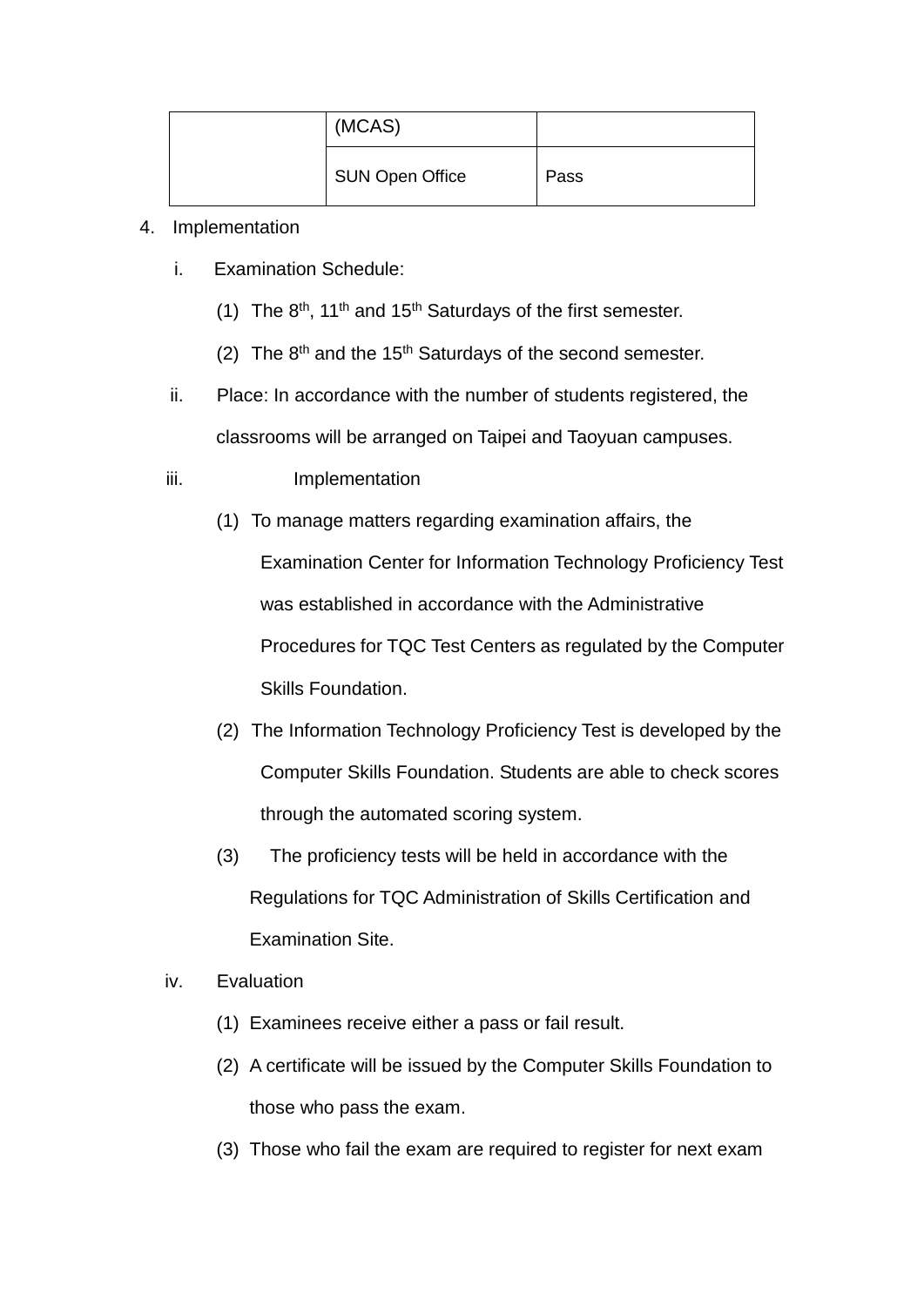| | (MCAS) | |
|---|---|---|
| | SUN Open Office | Pass |

4. Implementation

   i. Examination Schedule:

      (1) The 8th, 11th and 15th Saturdays of the first semester.

      (2) The 8th and the 15th Saturdays of the second semester.

   ii. Place: In accordance with the number of students registered, the classrooms will be arranged on Taipei and Taoyuan campuses.

   iii. Implementation

      (1) To manage matters regarding examination affairs, the Examination Center for Information Technology Proficiency Test was established in accordance with the Administrative Procedures for TQC Test Centers as regulated by the Computer Skills Foundation.

      (2) The Information Technology Proficiency Test is developed by the Computer Skills Foundation. Students are able to check scores through the automated scoring system.

      (3) The proficiency tests will be held in accordance with the Regulations for TQC Administration of Skills Certification and Examination Site.

   iv. Evaluation

      (1) Examinees receive either a pass or fail result.

      (2) A certificate will be issued by the Computer Skills Foundation to those who pass the exam.

      (3) Those who fail the exam are required to register for next exam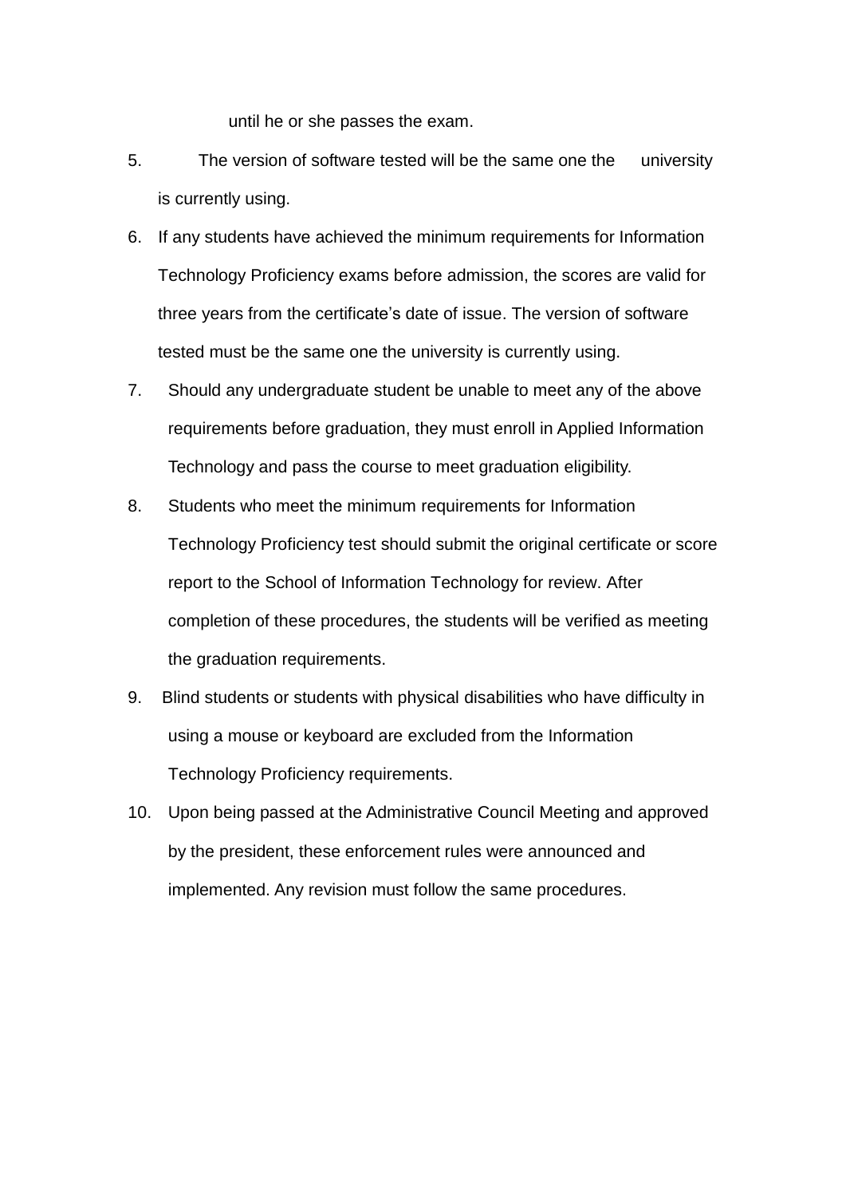until he or she passes the exam.

5. The version of software tested will be the same one the university is currently using.
6. If any students have achieved the minimum requirements for Information Technology Proficiency exams before admission, the scores are valid for three years from the certificate's date of issue. The version of software tested must be the same one the university is currently using.
7. Should any undergraduate student be unable to meet any of the above requirements before graduation, they must enroll in Applied Information Technology and pass the course to meet graduation eligibility.
8. Students who meet the minimum requirements for Information Technology Proficiency test should submit the original certificate or score report to the School of Information Technology for review. After completion of these procedures, the students will be verified as meeting the graduation requirements.
9. Blind students or students with physical disabilities who have difficulty in using a mouse or keyboard are excluded from the Information Technology Proficiency requirements.
10. Upon being passed at the Administrative Council Meeting and approved by the president, these enforcement rules were announced and implemented. Any revision must follow the same procedures.